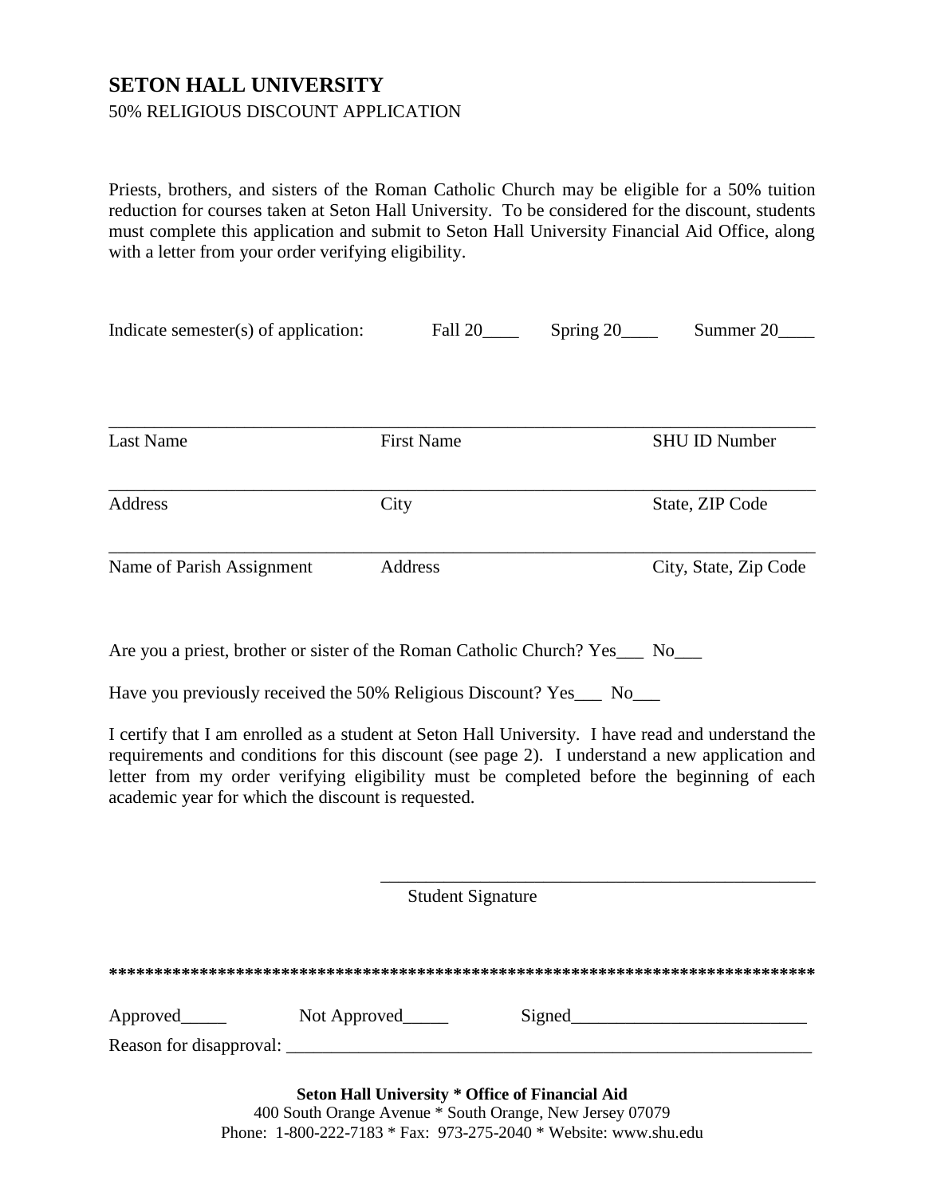# SETON HALL UNIVERSITY

50% RELIGIOUS DISCOUNT APPLICATION

Priests, brothers, and sisters of the Roman Catholic Church may be eligible for a 50% tuition reduction for courses taken at Seton Hall University. To be considered for the discount, students must complete this application and submit to Seton Hall University Financial Aid Office, along with a letter from your order verifying eligibility.

Indicate semester(s) of application: Fall 20____ Spring 20____ Summer 20____

| ______________________ | ______________________ | ______________________ |
|---|---|---|
| Last Name | First Name | SHU ID Number |
| ______________________ | ______________________ | ______________________ |
| Address | City | State, ZIP Code |
| ______________________ | ______________________ | ______________________ |
| Name of Parish Assignment | Address | City, State, Zip Code |

Are you a priest, brother or sister of the Roman Catholic Church? Yes___ No___

Have you previously received the 50% Religious Discount? Yes___ No___

I certify that I am enrolled as a student at Seton Hall University. I have read and understand the requirements and conditions for this discount (see page 2). I understand a new application and letter from my order verifying eligibility must be completed before the beginning of each academic year for which the discount is requested.

________________________________________________

Student Signature

******************************************************************************

Approved_____ Not Approved_____ Signed__________________________

Reason for disapproval: ____________________________________________________________

**Seton Hall University * Office of Financial Aid**

400 South Orange Avenue * South Orange, New Jersey 07079

Phone: 1-800-222-7183 * Fax: 973-275-2040 * Website: www.shu.edu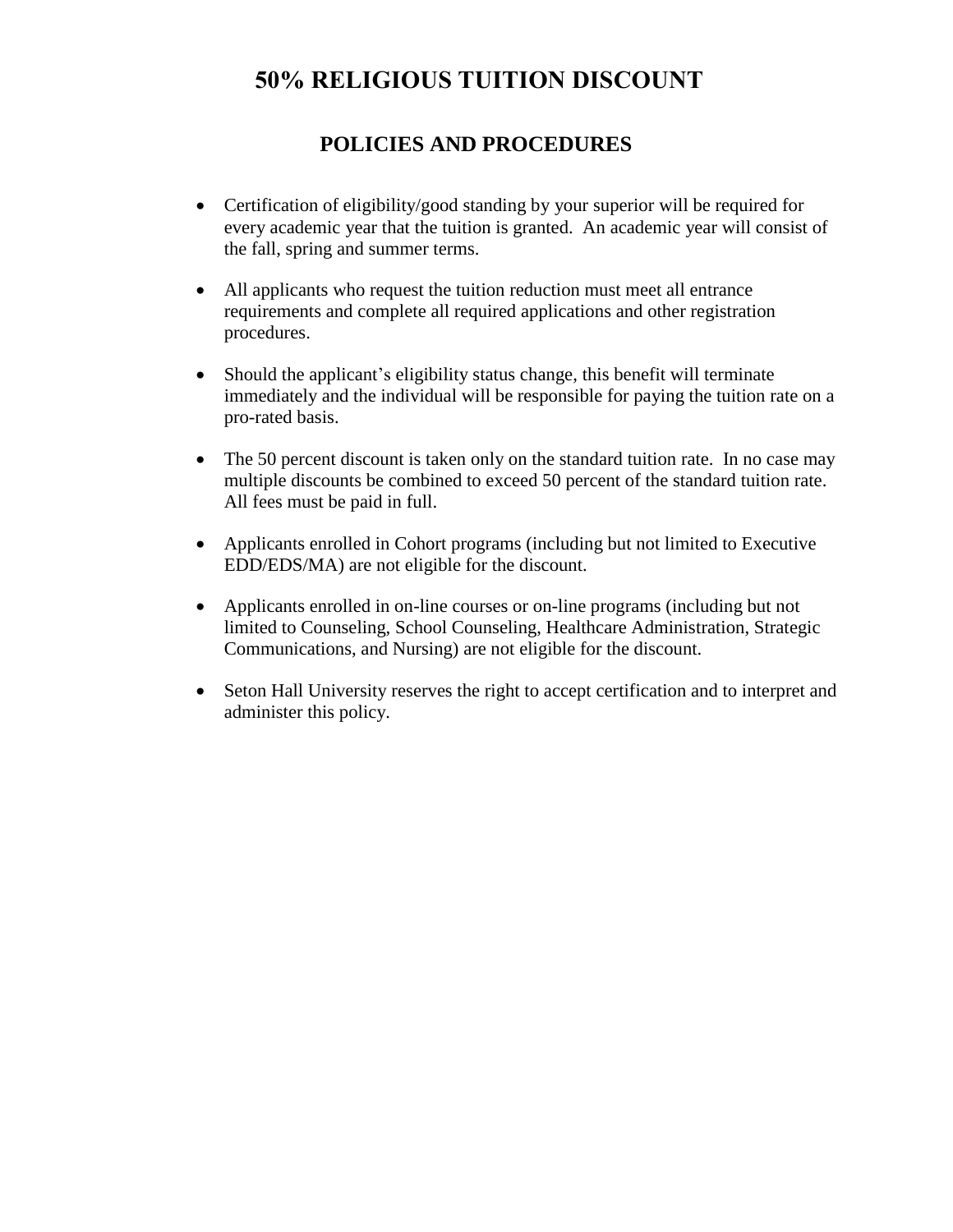# 50% RELIGIOUS TUITION DISCOUNT

## POLICIES AND PROCEDURES

- Certification of eligibility/good standing by your superior will be required for every academic year that the tuition is granted. An academic year will consist of the fall, spring and summer terms.

- All applicants who request the tuition reduction must meet all entrance requirements and complete all required applications and other registration procedures.

- Should the applicant's eligibility status change, this benefit will terminate immediately and the individual will be responsible for paying the tuition rate on a pro-rated basis.

- The 50 percent discount is taken only on the standard tuition rate. In no case may multiple discounts be combined to exceed 50 percent of the standard tuition rate. All fees must be paid in full.

- Applicants enrolled in Cohort programs (including but not limited to Executive EDD/EDS/MA) are not eligible for the discount.

- Applicants enrolled in on-line courses or on-line programs (including but not limited to Counseling, School Counseling, Healthcare Administration, Strategic Communications, and Nursing) are not eligible for the discount.

- Seton Hall University reserves the right to accept certification and to interpret and administer this policy.